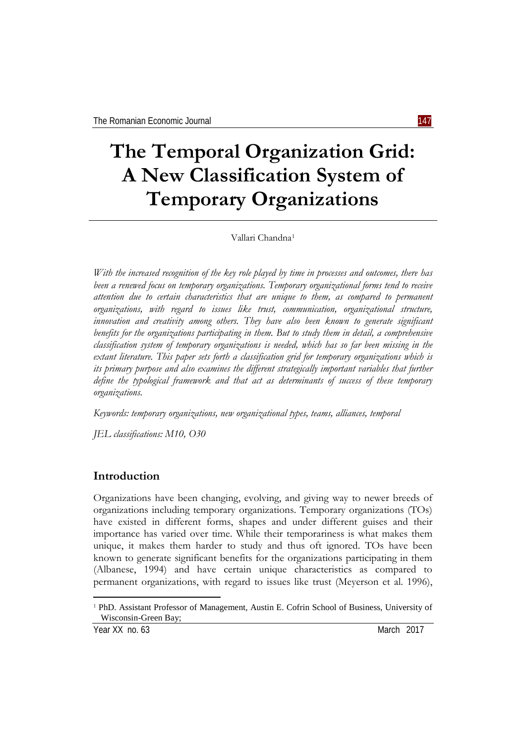# The Temporal Organization Grid: A New Classification System of Temporary Organizations

Vallari Chandna[1]

*With the increased recognition of the key role played by time in processes and outcomes, there has been a renewed focus on temporary organizations. Temporary organizational forms tend to receive attention due to certain characteristics that are unique to them, as compared to permanent organizations, with regard to issues like trust, communication, organizational structure, innovation and creativity among others. They have also been known to generate significant benefits for the organizations participating in them. But to study them in detail, a comprehensive classification system of temporary organizations is needed, which has so far been missing in the extant literature. This paper sets forth a classification grid for temporary organizations which is its primary purpose and also examines the different strategically important variables that further define the typological framework and that act as determinants of success of these temporary organizations.*

*Keywords: temporary organizations, new organizational types, teams, alliances, temporal*

*JEL classifications: M10, O30*

## Introduction

Organizations have been changing, evolving, and giving way to newer breeds of organizations including temporary organizations. Temporary organizations (TOs) have existed in different forms, shapes and under different guises and their importance has varied over time. While their temporariness is what makes them unique, it makes them harder to study and thus oft ignored. TOs have been known to generate significant benefits for the organizations participating in them (Albanese, 1994) and have certain unique characteristics as compared to permanent organizations, with regard to issues like trust (Meyerson et al. 1996),

[1] PhD. Assistant Professor of Management, Austin E. Cofrin School of Business, University of Wisconsin-Green Bay;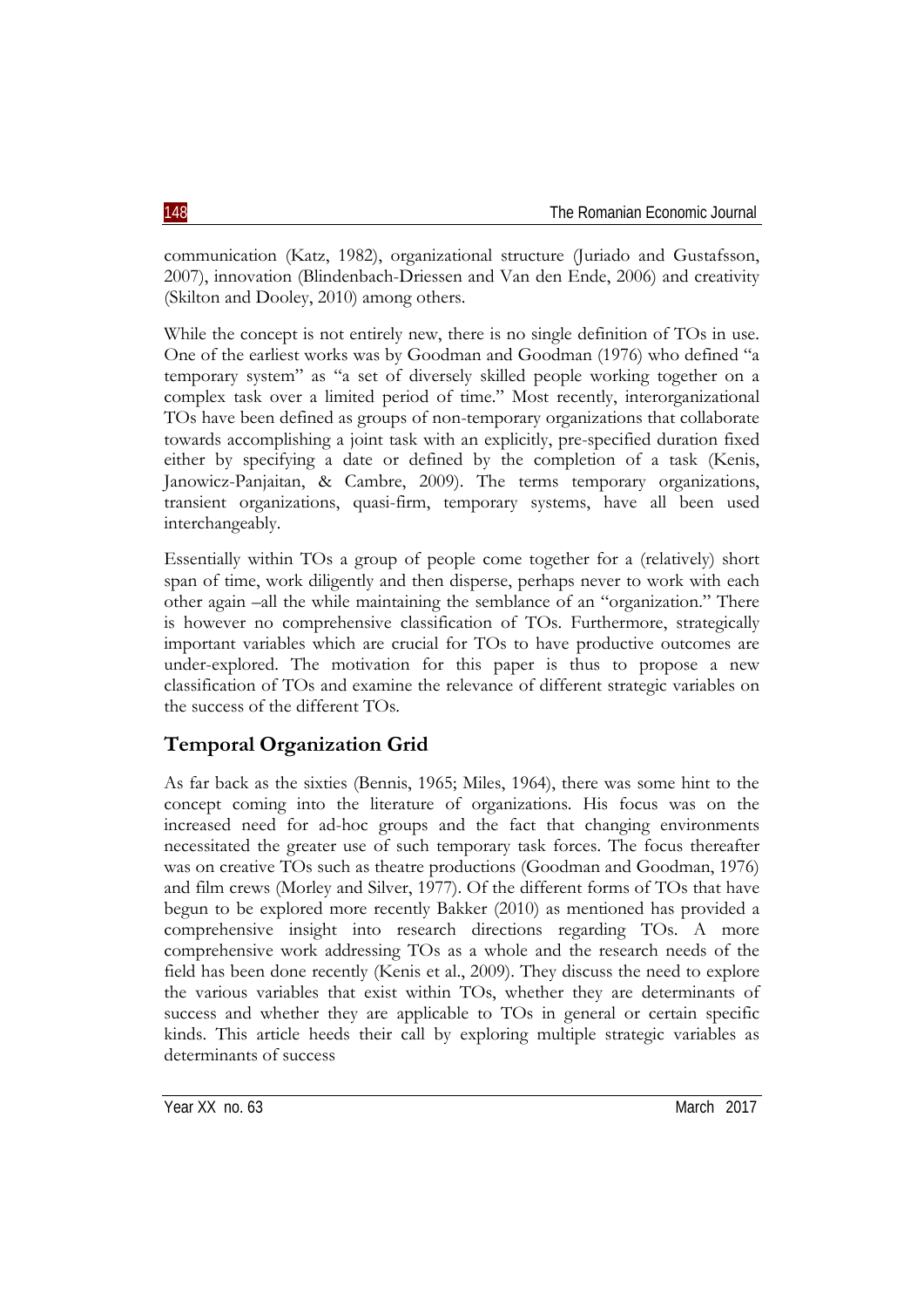communication (Katz, 1982), organizational structure (Juriado and Gustafsson, 2007), innovation (Blindenbach-Driessen and Van den Ende, 2006) and creativity (Skilton and Dooley, 2010) among others.

While the concept is not entirely new, there is no single definition of TOs in use. One of the earliest works was by Goodman and Goodman (1976) who defined "a temporary system" as "a set of diversely skilled people working together on a complex task over a limited period of time." Most recently, interorganizational TOs have been defined as groups of non-temporary organizations that collaborate towards accomplishing a joint task with an explicitly, pre-specified duration fixed either by specifying a date or defined by the completion of a task (Kenis, Janowicz-Panjaitan, & Cambre, 2009). The terms temporary organizations, transient organizations, quasi-firm, temporary systems, have all been used interchangeably.

Essentially within TOs a group of people come together for a (relatively) short span of time, work diligently and then disperse, perhaps never to work with each other again –all the while maintaining the semblance of an "organization." There is however no comprehensive classification of TOs. Furthermore, strategically important variables which are crucial for TOs to have productive outcomes are under-explored. The motivation for this paper is thus to propose a new classification of TOs and examine the relevance of different strategic variables on the success of the different TOs.

## Temporal Organization Grid

As far back as the sixties (Bennis, 1965; Miles, 1964), there was some hint to the concept coming into the literature of organizations. His focus was on the increased need for ad-hoc groups and the fact that changing environments necessitated the greater use of such temporary task forces. The focus thereafter was on creative TOs such as theatre productions (Goodman and Goodman, 1976) and film crews (Morley and Silver, 1977). Of the different forms of TOs that have begun to be explored more recently Bakker (2010) as mentioned has provided a comprehensive insight into research directions regarding TOs. A more comprehensive work addressing TOs as a whole and the research needs of the field has been done recently (Kenis et al., 2009). They discuss the need to explore the various variables that exist within TOs, whether they are determinants of success and whether they are applicable to TOs in general or certain specific kinds. This article heeds their call by exploring multiple strategic variables as determinants of success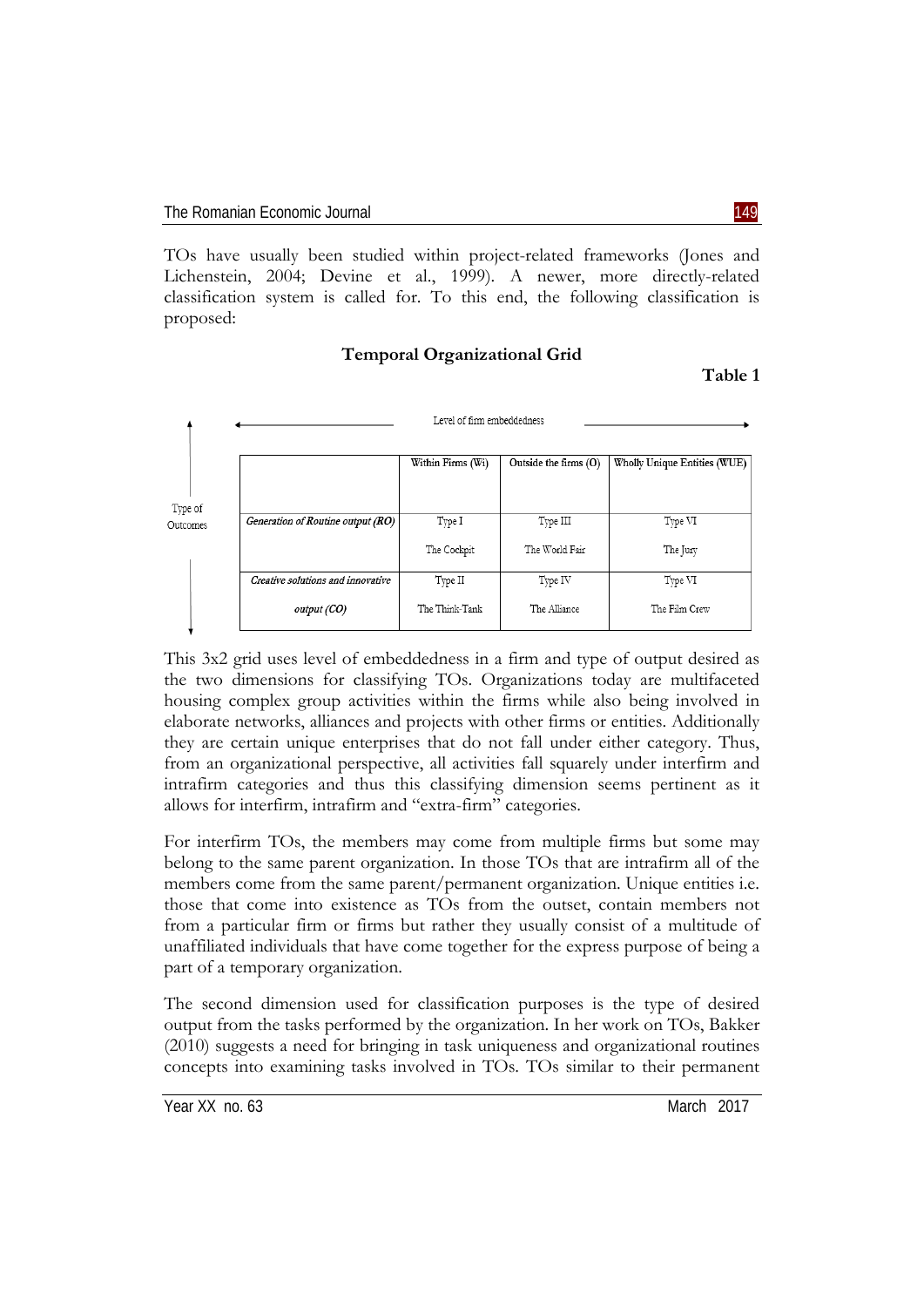TOs have usually been studied within project-related frameworks (Jones and Lichenstein, 2004; Devine et al., 1999). A newer, more directly-related classification system is called for. To this end, the following classification is proposed:

**Temporal Organizational Grid**

**Table 1**

Level of firm embeddedness →

Type of Outcomes ↓

| | Within Firms (Wi) | Outside the firms (O) | Wholly Unique Entities (WUE) |
|---|---|---|---|
| *Generation of Routine output (RO)* | Type I<br>The Cockpit | Type III<br>The World Fair | Type VI<br>The Jury |
| *Creative solutions and innovative output (CO)* | Type II<br>The Think-Tank | Type IV<br>The Alliance | Type VI<br>The Film Crew |

This 3x2 grid uses level of embeddedness in a firm and type of output desired as the two dimensions for classifying TOs. Organizations today are multifaceted housing complex group activities within the firms while also being involved in elaborate networks, alliances and projects with other firms or entities. Additionally they are certain unique enterprises that do not fall under either category. Thus, from an organizational perspective, all activities fall squarely under interfirm and intrafirm categories and thus this classifying dimension seems pertinent as it allows for interfirm, intrafirm and "extra-firm" categories.

For interfirm TOs, the members may come from multiple firms but some may belong to the same parent organization. In those TOs that are intrafirm all of the members come from the same parent/permanent organization. Unique entities i.e. those that come into existence as TOs from the outset, contain members not from a particular firm or firms but rather they usually consist of a multitude of unaffiliated individuals that have come together for the express purpose of being a part of a temporary organization.

The second dimension used for classification purposes is the type of desired output from the tasks performed by the organization. In her work on TOs, Bakker (2010) suggests a need for bringing in task uniqueness and organizational routines concepts into examining tasks involved in TOs. TOs similar to their permanent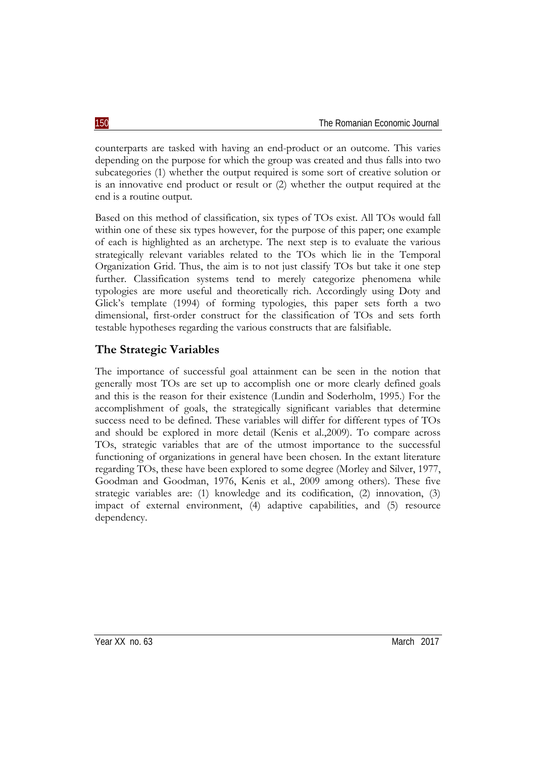counterparts are tasked with having an end-product or an outcome. This varies depending on the purpose for which the group was created and thus falls into two subcategories (1) whether the output required is some sort of creative solution or is an innovative end product or result or (2) whether the output required at the end is a routine output.

Based on this method of classification, six types of TOs exist. All TOs would fall within one of these six types however, for the purpose of this paper; one example of each is highlighted as an archetype. The next step is to evaluate the various strategically relevant variables related to the TOs which lie in the Temporal Organization Grid. Thus, the aim is to not just classify TOs but take it one step further. Classification systems tend to merely categorize phenomena while typologies are more useful and theoretically rich. Accordingly using Doty and Glick's template (1994) of forming typologies, this paper sets forth a two dimensional, first-order construct for the classification of TOs and sets forth testable hypotheses regarding the various constructs that are falsifiable.

## The Strategic Variables

The importance of successful goal attainment can be seen in the notion that generally most TOs are set up to accomplish one or more clearly defined goals and this is the reason for their existence (Lundin and Soderholm, 1995.) For the accomplishment of goals, the strategically significant variables that determine success need to be defined. These variables will differ for different types of TOs and should be explored in more detail (Kenis et al.,2009). To compare across TOs, strategic variables that are of the utmost importance to the successful functioning of organizations in general have been chosen. In the extant literature regarding TOs, these have been explored to some degree (Morley and Silver, 1977, Goodman and Goodman, 1976, Kenis et al., 2009 among others). These five strategic variables are: (1) knowledge and its codification, (2) innovation, (3) impact of external environment, (4) adaptive capabilities, and (5) resource dependency.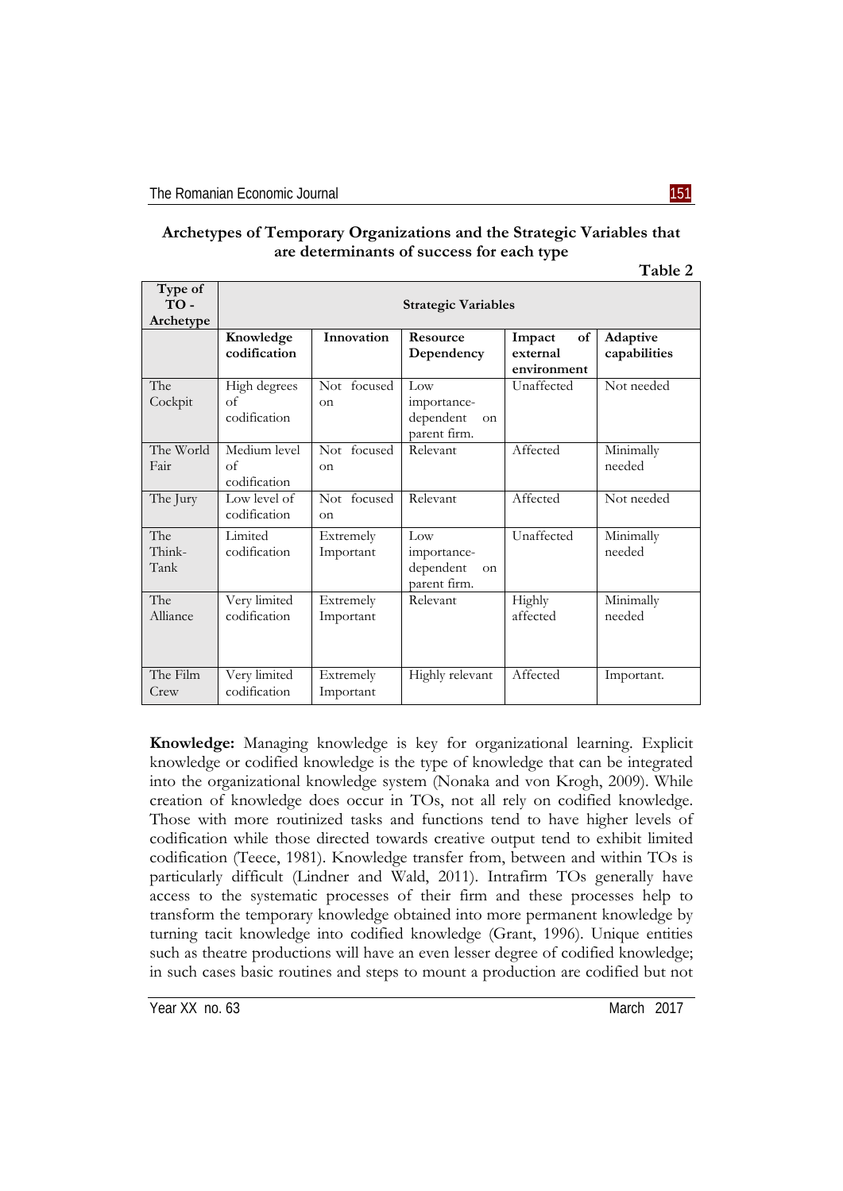**Archetypes of Temporary Organizations and the Strategic Variables that are determinants of success for each type**

**Table 2**

| Type of TO - Archetype | Strategic Variables | | | | |
|---|---|---|---|---|---|
| | **Knowledge codification** | **Innovation** | **Resource Dependency** | **Impact of external environment** | **Adaptive capabilities** |
| The Cockpit | High degrees of codification | Not focused on | Low importance-dependent on parent firm. | Unaffected | Not needed |
| The World Fair | Medium level of codification | Not focused on | Relevant | Affected | Minimally needed |
| The Jury | Low level of codification | Not focused on | Relevant | Affected | Not needed |
| The Think-Tank | Limited codification | Extremely Important | Low importance-dependent on parent firm. | Unaffected | Minimally needed |
| The Alliance | Very limited codification | Extremely Important | Relevant | Highly affected | Minimally needed |
| The Film Crew | Very limited codification | Extremely Important | Highly relevant | Affected | Important. |

**Knowledge:** Managing knowledge is key for organizational learning. Explicit knowledge or codified knowledge is the type of knowledge that can be integrated into the organizational knowledge system (Nonaka and von Krogh, 2009). While creation of knowledge does occur in TOs, not all rely on codified knowledge. Those with more routinized tasks and functions tend to have higher levels of codification while those directed towards creative output tend to exhibit limited codification (Teece, 1981). Knowledge transfer from, between and within TOs is particularly difficult (Lindner and Wald, 2011). Intrafirm TOs generally have access to the systematic processes of their firm and these processes help to transform the temporary knowledge obtained into more permanent knowledge by turning tacit knowledge into codified knowledge (Grant, 1996). Unique entities such as theatre productions will have an even lesser degree of codified knowledge; in such cases basic routines and steps to mount a production are codified but not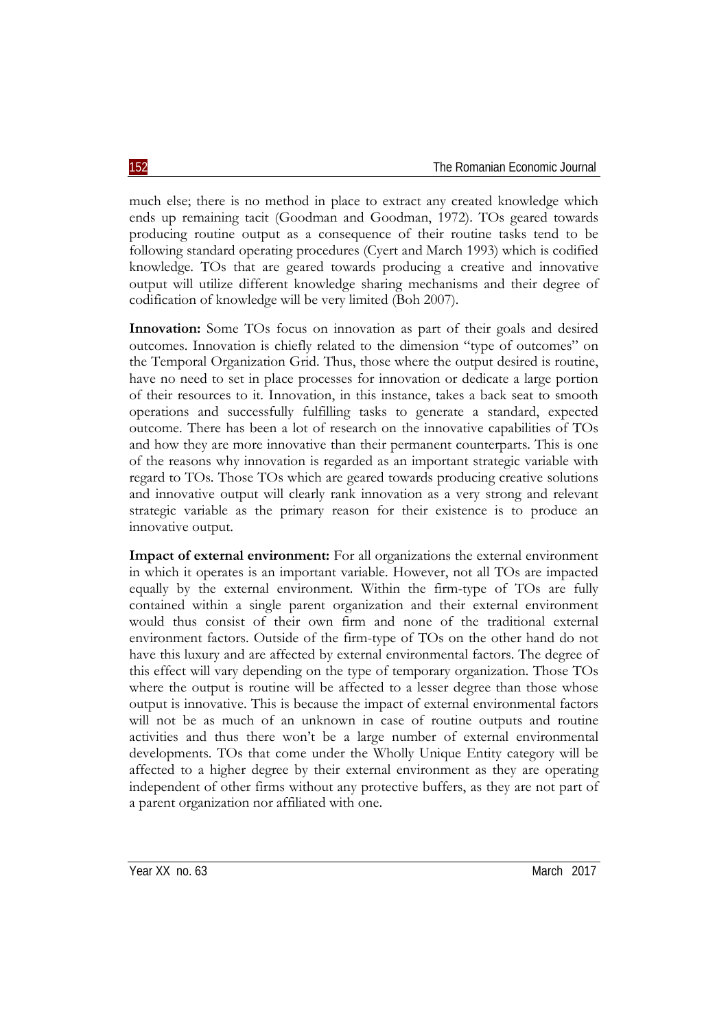much else; there is no method in place to extract any created knowledge which ends up remaining tacit (Goodman and Goodman, 1972). TOs geared towards producing routine output as a consequence of their routine tasks tend to be following standard operating procedures (Cyert and March 1993) which is codified knowledge. TOs that are geared towards producing a creative and innovative output will utilize different knowledge sharing mechanisms and their degree of codification of knowledge will be very limited (Boh 2007).

**Innovation:** Some TOs focus on innovation as part of their goals and desired outcomes. Innovation is chiefly related to the dimension "type of outcomes" on the Temporal Organization Grid. Thus, those where the output desired is routine, have no need to set in place processes for innovation or dedicate a large portion of their resources to it. Innovation, in this instance, takes a back seat to smooth operations and successfully fulfilling tasks to generate a standard, expected outcome. There has been a lot of research on the innovative capabilities of TOs and how they are more innovative than their permanent counterparts. This is one of the reasons why innovation is regarded as an important strategic variable with regard to TOs. Those TOs which are geared towards producing creative solutions and innovative output will clearly rank innovation as a very strong and relevant strategic variable as the primary reason for their existence is to produce an innovative output.

**Impact of external environment:** For all organizations the external environment in which it operates is an important variable. However, not all TOs are impacted equally by the external environment. Within the firm-type of TOs are fully contained within a single parent organization and their external environment would thus consist of their own firm and none of the traditional external environment factors. Outside of the firm-type of TOs on the other hand do not have this luxury and are affected by external environmental factors. The degree of this effect will vary depending on the type of temporary organization. Those TOs where the output is routine will be affected to a lesser degree than those whose output is innovative. This is because the impact of external environmental factors will not be as much of an unknown in case of routine outputs and routine activities and thus there won't be a large number of external environmental developments. TOs that come under the Wholly Unique Entity category will be affected to a higher degree by their external environment as they are operating independent of other firms without any protective buffers, as they are not part of a parent organization nor affiliated with one.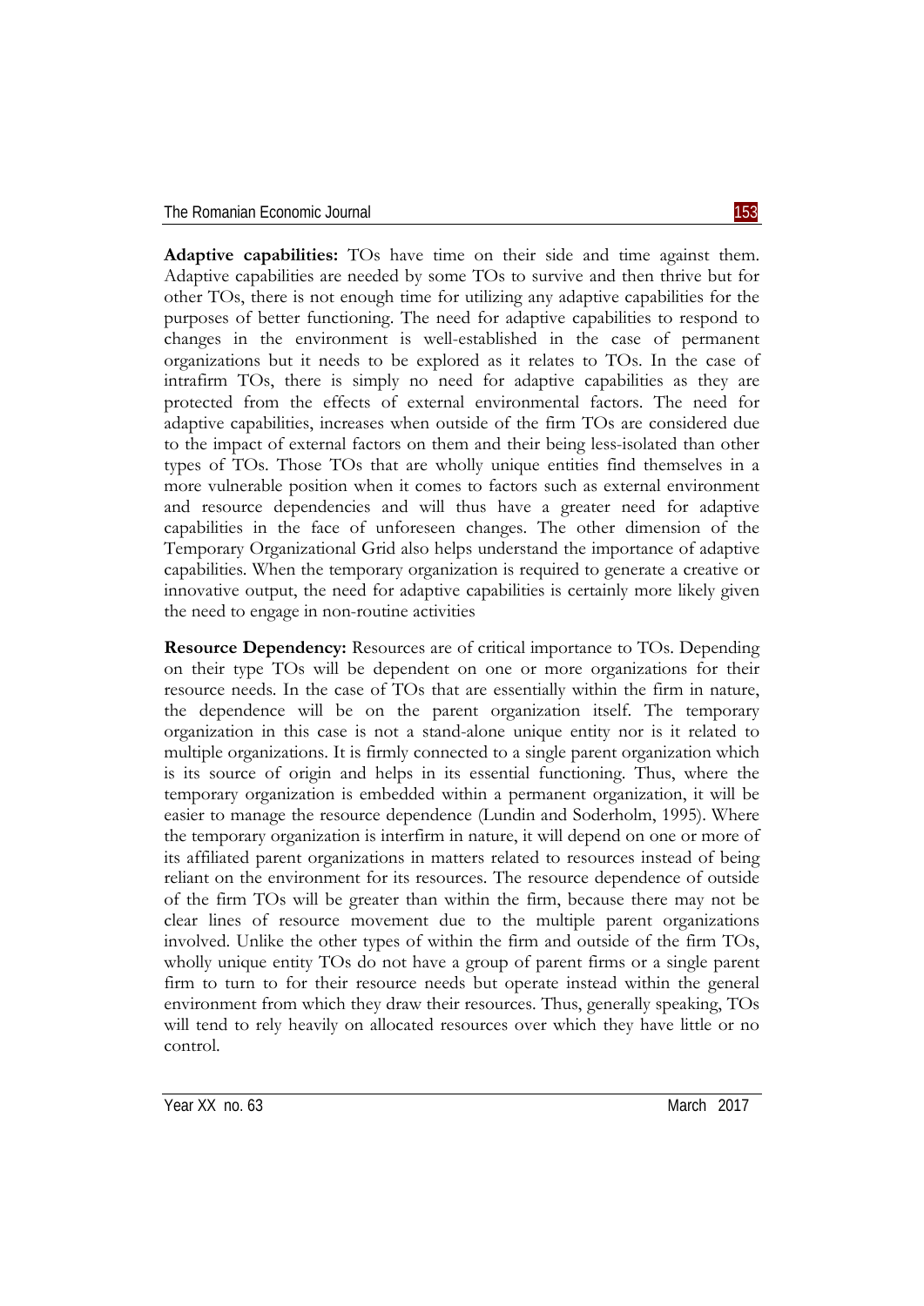**Adaptive capabilities:** TOs have time on their side and time against them. Adaptive capabilities are needed by some TOs to survive and then thrive but for other TOs, there is not enough time for utilizing any adaptive capabilities for the purposes of better functioning. The need for adaptive capabilities to respond to changes in the environment is well-established in the case of permanent organizations but it needs to be explored as it relates to TOs. In the case of intrafirm TOs, there is simply no need for adaptive capabilities as they are protected from the effects of external environmental factors. The need for adaptive capabilities, increases when outside of the firm TOs are considered due to the impact of external factors on them and their being less-isolated than other types of TOs. Those TOs that are wholly unique entities find themselves in a more vulnerable position when it comes to factors such as external environment and resource dependencies and will thus have a greater need for adaptive capabilities in the face of unforeseen changes. The other dimension of the Temporary Organizational Grid also helps understand the importance of adaptive capabilities. When the temporary organization is required to generate a creative or innovative output, the need for adaptive capabilities is certainly more likely given the need to engage in non-routine activities

**Resource Dependency:** Resources are of critical importance to TOs. Depending on their type TOs will be dependent on one or more organizations for their resource needs. In the case of TOs that are essentially within the firm in nature, the dependence will be on the parent organization itself. The temporary organization in this case is not a stand-alone unique entity nor is it related to multiple organizations. It is firmly connected to a single parent organization which is its source of origin and helps in its essential functioning. Thus, where the temporary organization is embedded within a permanent organization, it will be easier to manage the resource dependence (Lundin and Soderholm, 1995). Where the temporary organization is interfirm in nature, it will depend on one or more of its affiliated parent organizations in matters related to resources instead of being reliant on the environment for its resources. The resource dependence of outside of the firm TOs will be greater than within the firm, because there may not be clear lines of resource movement due to the multiple parent organizations involved. Unlike the other types of within the firm and outside of the firm TOs, wholly unique entity TOs do not have a group of parent firms or a single parent firm to turn to for their resource needs but operate instead within the general environment from which they draw their resources. Thus, generally speaking, TOs will tend to rely heavily on allocated resources over which they have little or no control.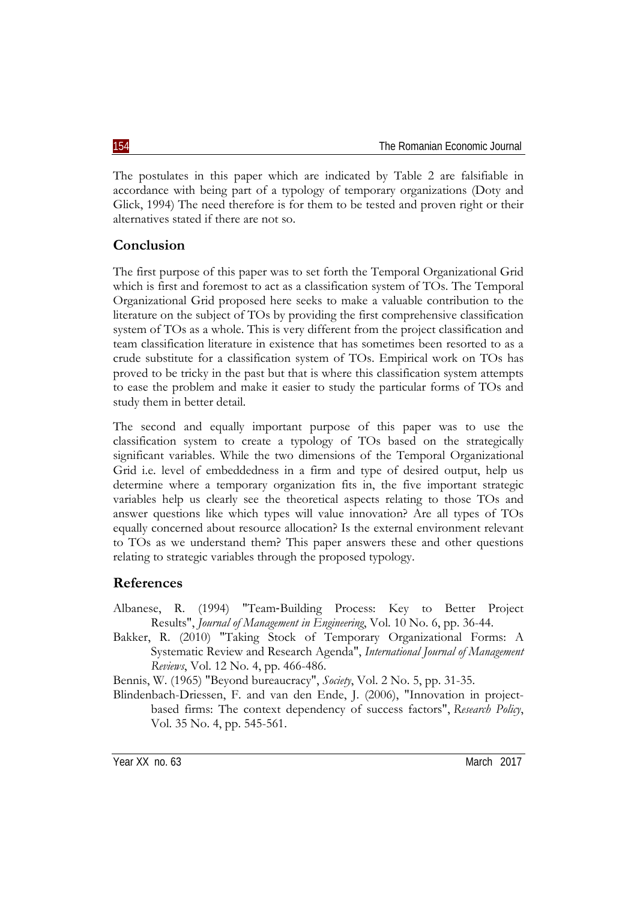The postulates in this paper which are indicated by Table 2 are falsifiable in accordance with being part of a typology of temporary organizations (Doty and Glick, 1994) The need therefore is for them to be tested and proven right or their alternatives stated if there are not so.

## Conclusion

The first purpose of this paper was to set forth the Temporal Organizational Grid which is first and foremost to act as a classification system of TOs. The Temporal Organizational Grid proposed here seeks to make a valuable contribution to the literature on the subject of TOs by providing the first comprehensive classification system of TOs as a whole. This is very different from the project classification and team classification literature in existence that has sometimes been resorted to as a crude substitute for a classification system of TOs. Empirical work on TOs has proved to be tricky in the past but that is where this classification system attempts to ease the problem and make it easier to study the particular forms of TOs and study them in better detail.

The second and equally important purpose of this paper was to use the classification system to create a typology of TOs based on the strategically significant variables. While the two dimensions of the Temporal Organizational Grid i.e. level of embeddedness in a firm and type of desired output, help us determine where a temporary organization fits in, the five important strategic variables help us clearly see the theoretical aspects relating to those TOs and answer questions like which types will value innovation? Are all types of TOs equally concerned about resource allocation? Is the external environment relevant to TOs as we understand them? This paper answers these and other questions relating to strategic variables through the proposed typology.

## References

Albanese, R. (1994) "Team-Building Process: Key to Better Project Results", *Journal of Management in Engineering*, Vol. 10 No. 6, pp. 36-44.

Bakker, R. (2010) "Taking Stock of Temporary Organizational Forms: A Systematic Review and Research Agenda", *International Journal of Management Reviews*, Vol. 12 No. 4, pp. 466-486.

Bennis, W. (1965) "Beyond bureaucracy", *Society*, Vol. 2 No. 5, pp. 31-35.

Blindenbach-Driessen, F. and van den Ende, J. (2006), "Innovation in project-based firms: The context dependency of success factors", *Research Policy*, Vol. 35 No. 4, pp. 545-561.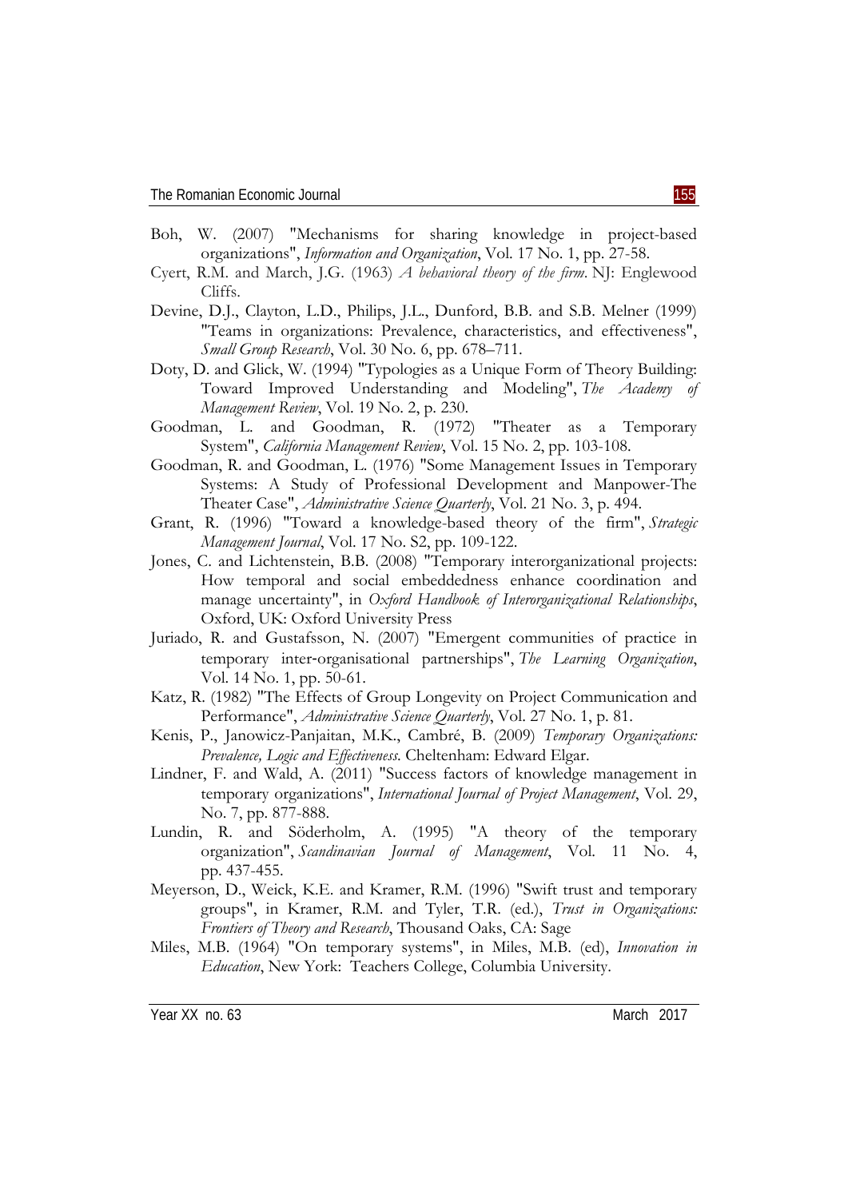Boh, W. (2007) "Mechanisms for sharing knowledge in project-based organizations", *Information and Organization*, Vol. 17 No. 1, pp. 27-58.

Cyert, R.M. and March, J.G. (1963) *A behavioral theory of the firm*. NJ: Englewood Cliffs.

Devine, D.J., Clayton, L.D., Philips, J.L., Dunford, B.B. and S.B. Melner (1999) "Teams in organizations: Prevalence, characteristics, and effectiveness", *Small Group Research*, Vol. 30 No. 6, pp. 678–711.

Doty, D. and Glick, W. (1994) "Typologies as a Unique Form of Theory Building: Toward Improved Understanding and Modeling", *The Academy of Management Review*, Vol. 19 No. 2, p. 230.

Goodman, L. and Goodman, R. (1972) "Theater as a Temporary System", *California Management Review*, Vol. 15 No. 2, pp. 103-108.

Goodman, R. and Goodman, L. (1976) "Some Management Issues in Temporary Systems: A Study of Professional Development and Manpower-The Theater Case", *Administrative Science Quarterly*, Vol. 21 No. 3, p. 494.

Grant, R. (1996) "Toward a knowledge-based theory of the firm", *Strategic Management Journal*, Vol. 17 No. S2, pp. 109-122.

Jones, C. and Lichtenstein, B.B. (2008) "Temporary interorganizational projects: How temporal and social embeddedness enhance coordination and manage uncertainty", in *Oxford Handbook of Interorganizational Relationships*, Oxford, UK: Oxford University Press

Juriado, R. and Gustafsson, N. (2007) "Emergent communities of practice in temporary inter-organisational partnerships", *The Learning Organization*, Vol. 14 No. 1, pp. 50-61.

Katz, R. (1982) "The Effects of Group Longevity on Project Communication and Performance", *Administrative Science Quarterly*, Vol. 27 No. 1, p. 81.

Kenis, P., Janowicz-Panjaitan, M.K., Cambré, B. (2009) *Temporary Organizations: Prevalence, Logic and Effectiveness.* Cheltenham: Edward Elgar.

Lindner, F. and Wald, A. (2011) "Success factors of knowledge management in temporary organizations", *International Journal of Project Management*, Vol. 29, No. 7, pp. 877-888.

Lundin, R. and Söderholm, A. (1995) "A theory of the temporary organization", *Scandinavian Journal of Management*, Vol. 11 No. 4, pp. 437-455.

Meyerson, D., Weick, K.E. and Kramer, R.M. (1996) "Swift trust and temporary groups", in Kramer, R.M. and Tyler, T.R. (ed.), *Trust in Organizations: Frontiers of Theory and Research*, Thousand Oaks, CA: Sage

Miles, M.B. (1964) "On temporary systems", in Miles, M.B. (ed), *Innovation in Education*, New York: Teachers College, Columbia University.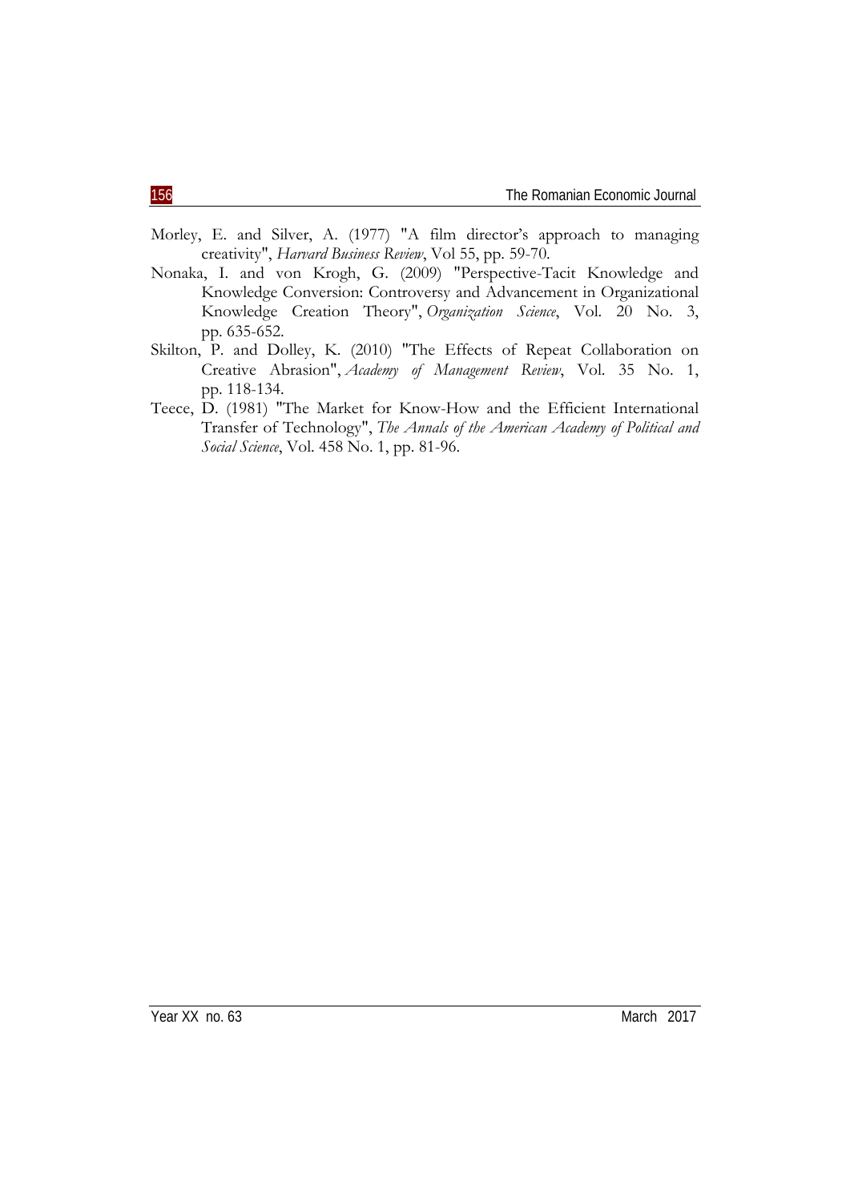Morley, E. and Silver, A. (1977) "A film director's approach to managing creativity", *Harvard Business Review*, Vol 55, pp. 59-70.

Nonaka, I. and von Krogh, G. (2009) "Perspective-Tacit Knowledge and Knowledge Conversion: Controversy and Advancement in Organizational Knowledge Creation Theory", *Organization Science*, Vol. 20 No. 3, pp. 635-652.

Skilton, P. and Dolley, K. (2010) "The Effects of Repeat Collaboration on Creative Abrasion", *Academy of Management Review*, Vol. 35 No. 1, pp. 118-134.

Teece, D. (1981) "The Market for Know-How and the Efficient International Transfer of Technology", *The Annals of the American Academy of Political and Social Science*, Vol. 458 No. 1, pp. 81-96.